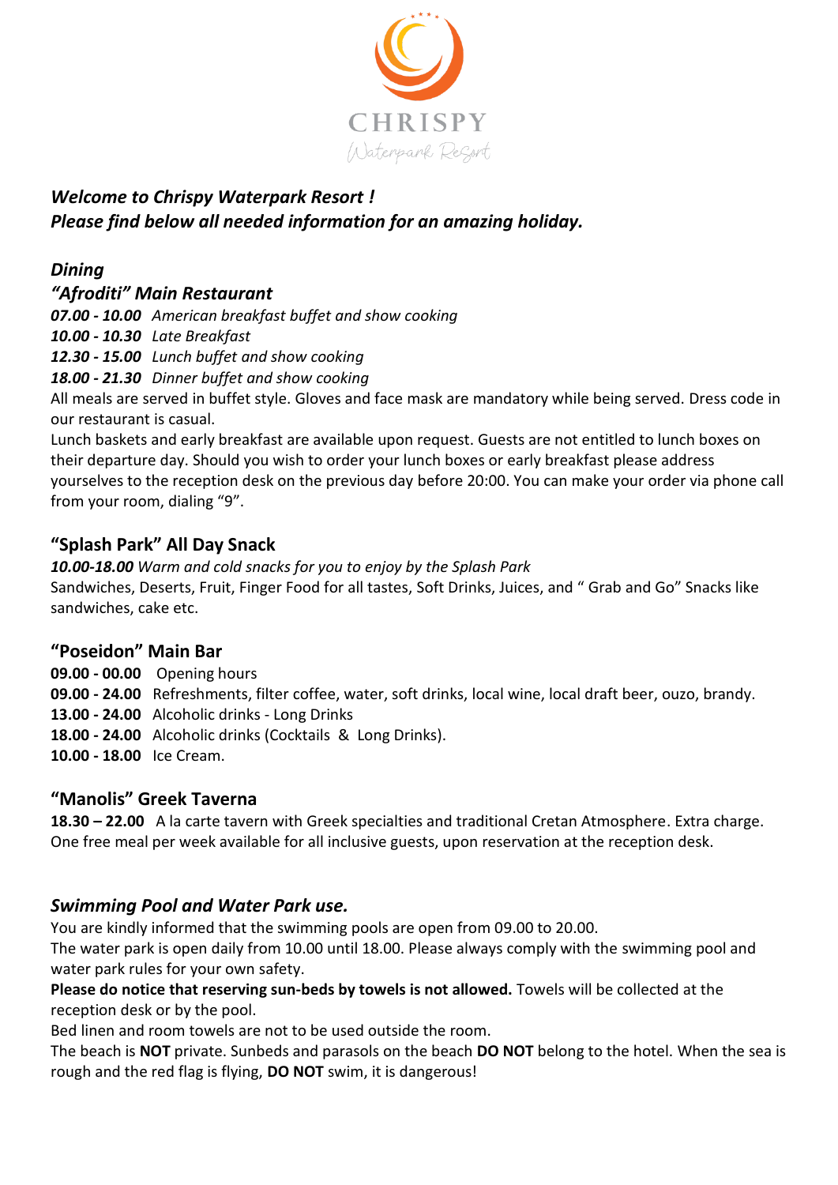CHRISPY

Waterpark Resort

***Welcome to Chrispy Waterpark Resort !***
***Please find below all needed information for an amazing holiday.***

## *Dining*

### *"Afroditi" Main Restaurant*

***07.00 - 10.00*** *American breakfast buffet and show cooking*
***10.00 - 10.30*** *Late Breakfast*
***12.30 - 15.00*** *Lunch buffet and show cooking*
***18.00 - 21.30*** *Dinner buffet and show cooking*

All meals are served in buffet style. Gloves and face mask are mandatory while being served. Dress code in our restaurant is casual.

Lunch baskets and early breakfast are available upon request. Guests are not entitled to lunch boxes on their departure day. Should you wish to order your lunch boxes or early breakfast please address yourselves to the reception desk on the previous day before 20:00. You can make your order via phone call from your room, dialing "9".

### "Splash Park" All Day Snack

***10.00-18.00*** *Warm and cold snacks for you to enjoy by the Splash Park*

Sandwiches, Deserts, Fruit, Finger Food for all tastes, Soft Drinks, Juices, and " Grab and Go" Snacks like sandwiches, cake etc.

### "Poseidon" Main Bar

**09.00 - 00.00** Opening hours
**09.00 - 24.00** Refreshments, filter coffee, water, soft drinks, local wine, local draft beer, ouzo, brandy.
**13.00 - 24.00** Alcoholic drinks - Long Drinks
**18.00 - 24.00** Alcoholic drinks (Cocktails & Long Drinks).
**10.00 - 18.00** Ice Cream.

### "Manolis" Greek Taverna

**18.30 – 22.00** A la carte tavern with Greek specialties and traditional Cretan Atmosphere. Extra charge. One free meal per week available for all inclusive guests, upon reservation at the reception desk.

## *Swimming Pool and Water Park use.*

You are kindly informed that the swimming pools are open from 09.00 to 20.00.

The water park is open daily from 10.00 until 18.00. Please always comply with the swimming pool and water park rules for your own safety.

**Please do notice that reserving sun-beds by towels is not allowed.** Towels will be collected at the reception desk or by the pool.

Bed linen and room towels are not to be used outside the room.

The beach is **NOT** private. Sunbeds and parasols on the beach **DO NOT** belong to the hotel. When the sea is rough and the red flag is flying, **DO NOT** swim, it is dangerous!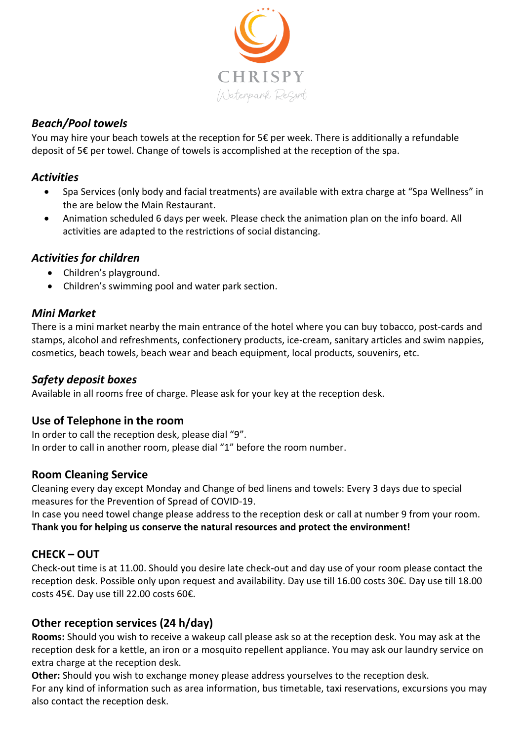CHRISPY

Waterpark Resort

### *Beach/Pool towels*

You may hire your beach towels at the reception for 5€ per week. There is additionally a refundable deposit of 5€ per towel. Change of towels is accomplished at the reception of the spa.

### *Activities*

- Spa Services (only body and facial treatments) are available with extra charge at "Spa Wellness" in the are below the Main Restaurant.
- Animation scheduled 6 days per week. Please check the animation plan on the info board. All activities are adapted to the restrictions of social distancing.

### *Activities for children*

- Children's playground.
- Children's swimming pool and water park section.

### *Mini Market*

There is a mini market nearby the main entrance of the hotel where you can buy tobacco, post-cards and stamps, alcohol and refreshments, confectionery products, ice-cream, sanitary articles and swim nappies, cosmetics, beach towels, beach wear and beach equipment, local products, souvenirs, etc.

### *Safety deposit boxes*

Available in all rooms free of charge. Please ask for your key at the reception desk.

### Use of Telephone in the room

In order to call the reception desk, please dial "9".
In order to call in another room, please dial "1" before the room number.

### Room Cleaning Service

Cleaning every day except Monday and Change of bed linens and towels: Every 3 days due to special measures for the Prevention of Spread of COVID-19.
In case you need towel change please address to the reception desk or call at number 9 from your room.
**Thank you for helping us conserve the natural resources and protect the environment!**

### CHECK – OUT

Check-out time is at 11.00. Should you desire late check-out and day use of your room please contact the reception desk. Possible only upon request and availability. Day use till 16.00 costs 30€. Day use till 18.00 costs 45€. Day use till 22.00 costs 60€.

### Other reception services (24 h/day)

**Rooms:** Should you wish to receive a wakeup call please ask so at the reception desk. You may ask at the reception desk for a kettle, an iron or a mosquito repellent appliance. You may ask our laundry service on extra charge at the reception desk.
**Other:** Should you wish to exchange money please address yourselves to the reception desk.
For any kind of information such as area information, bus timetable, taxi reservations, excursions you may also contact the reception desk.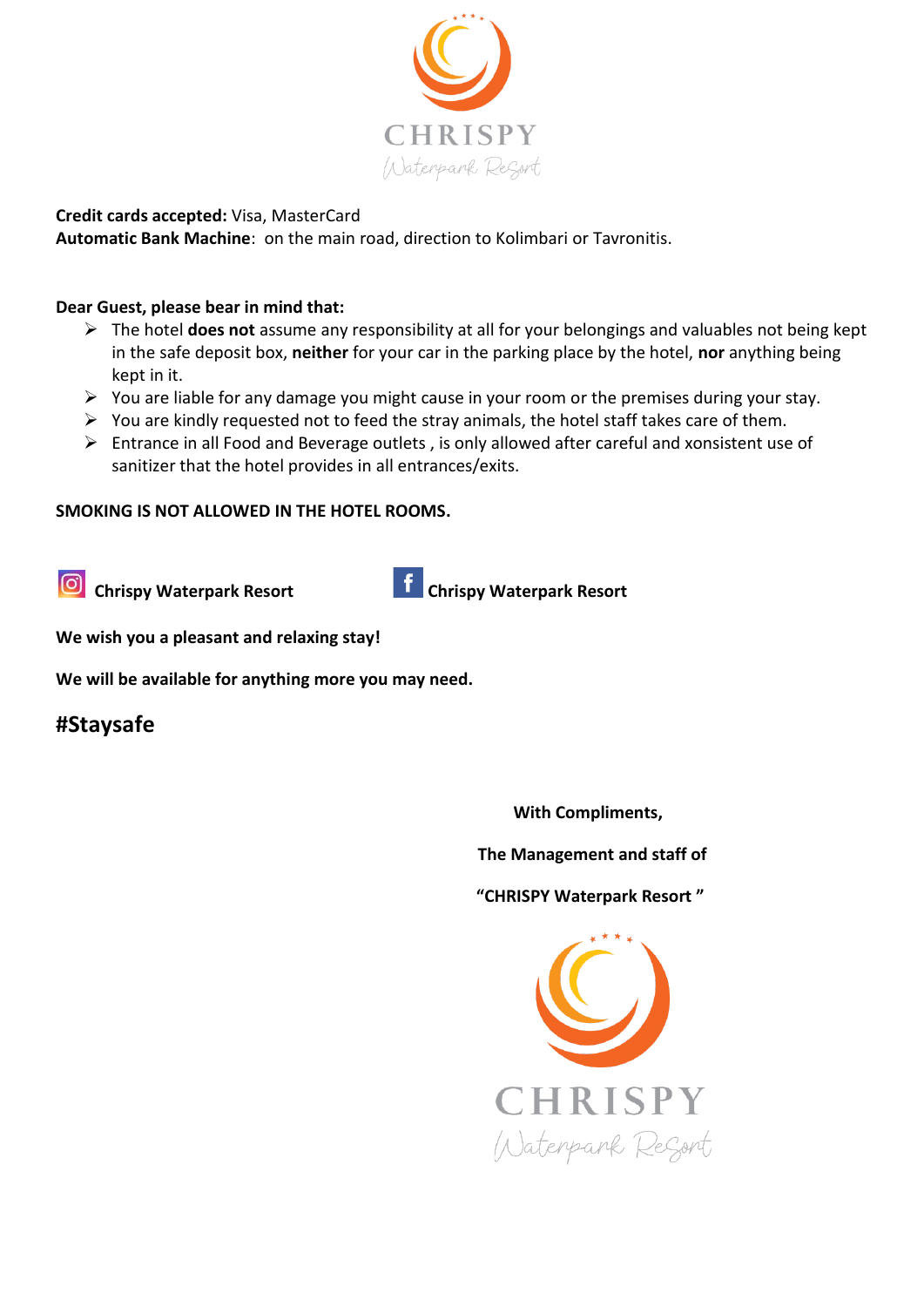CHRISPY

Waterpark Resort

**Credit cards accepted:** Visa, MasterCard
**Automatic Bank Machine**: on the main road, direction to Kolimbari or Tavronitis.

**Dear Guest, please bear in mind that:**

- The hotel **does not** assume any responsibility at all for your belongings and valuables not being kept in the safe deposit box, **neither** for your car in the parking place by the hotel, **nor** anything being kept in it.
- You are liable for any damage you might cause in your room or the premises during your stay.
- You are kindly requested not to feed the stray animals, the hotel staff takes care of them.
- Entrance in all Food and Beverage outlets , is only allowed after careful and xonsistent use of sanitizer that the hotel provides in all entrances/exits.

**SMOKING IS NOT ALLOWED IN THE HOTEL ROOMS.**

**Chrispy Waterpark Resort** **Chrispy Waterpark Resort**

**We wish you a pleasant and relaxing stay!**

**We will be available for anything more you may need.**

## #Staysafe

**With Compliments,**

**The Management and staff of**

**"CHRISPY Waterpark Resort "**

CHRISPY

Waterpark Resort